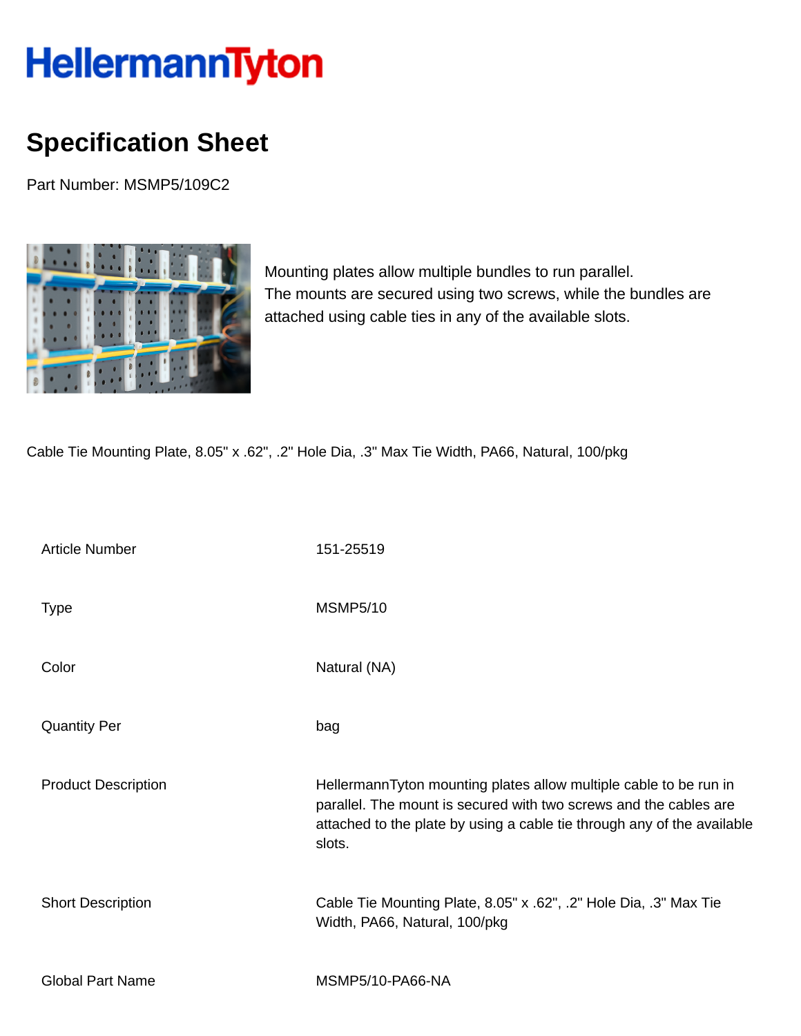HellermannTyton

# Specification Sheet

Part Number: MSMP5/109C2

Mounting plates allow multiple bundles to run parallel.
The mounts are secured using two screws, while the bundles are attached using cable ties in any of the available slots.

Cable Tie Mounting Plate, 8.05" x .62", .2" Hole Dia, .3" Max Tie Width, PA66, Natural, 100/pkg

| | |
|---|---|
| Article Number | 151-25519 |
| Type | MSMP5/10 |
| Color | Natural (NA) |
| Quantity Per | bag |
| Product Description | HellermannTyton mounting plates allow multiple cable to be run in parallel. The mount is secured with two screws and the cables are attached to the plate by using a cable tie through any of the available slots. |
| Short Description | Cable Tie Mounting Plate, 8.05" x .62", .2" Hole Dia, .3" Max Tie Width, PA66, Natural, 100/pkg |
| Global Part Name | MSMP5/10-PA66-NA |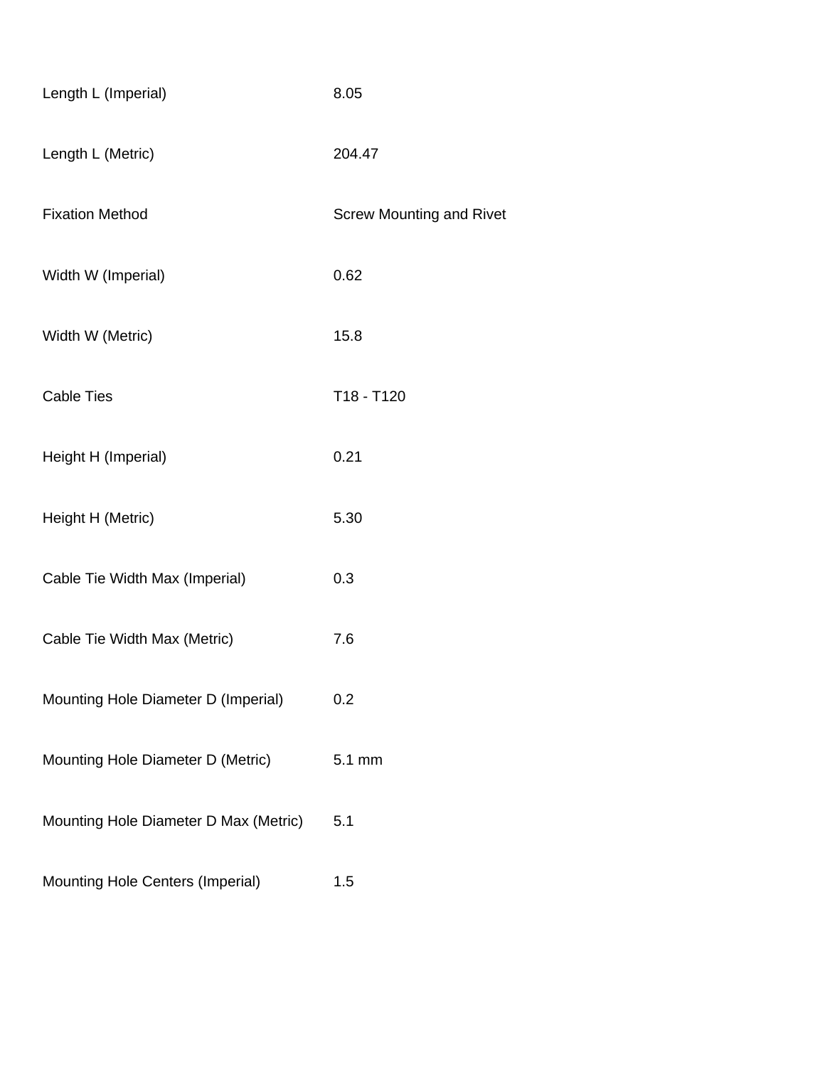| | |
|---|---|
| Length L (Imperial) | 8.05 |
| Length L (Metric) | 204.47 |
| Fixation Method | Screw Mounting and Rivet |
| Width W (Imperial) | 0.62 |
| Width W (Metric) | 15.8 |
| Cable Ties | T18 - T120 |
| Height H (Imperial) | 0.21 |
| Height H (Metric) | 5.30 |
| Cable Tie Width Max (Imperial) | 0.3 |
| Cable Tie Width Max (Metric) | 7.6 |
| Mounting Hole Diameter D (Imperial) | 0.2 |
| Mounting Hole Diameter D (Metric) | 5.1 mm |
| Mounting Hole Diameter D Max (Metric) | 5.1 |
| Mounting Hole Centers (Imperial) | 1.5 |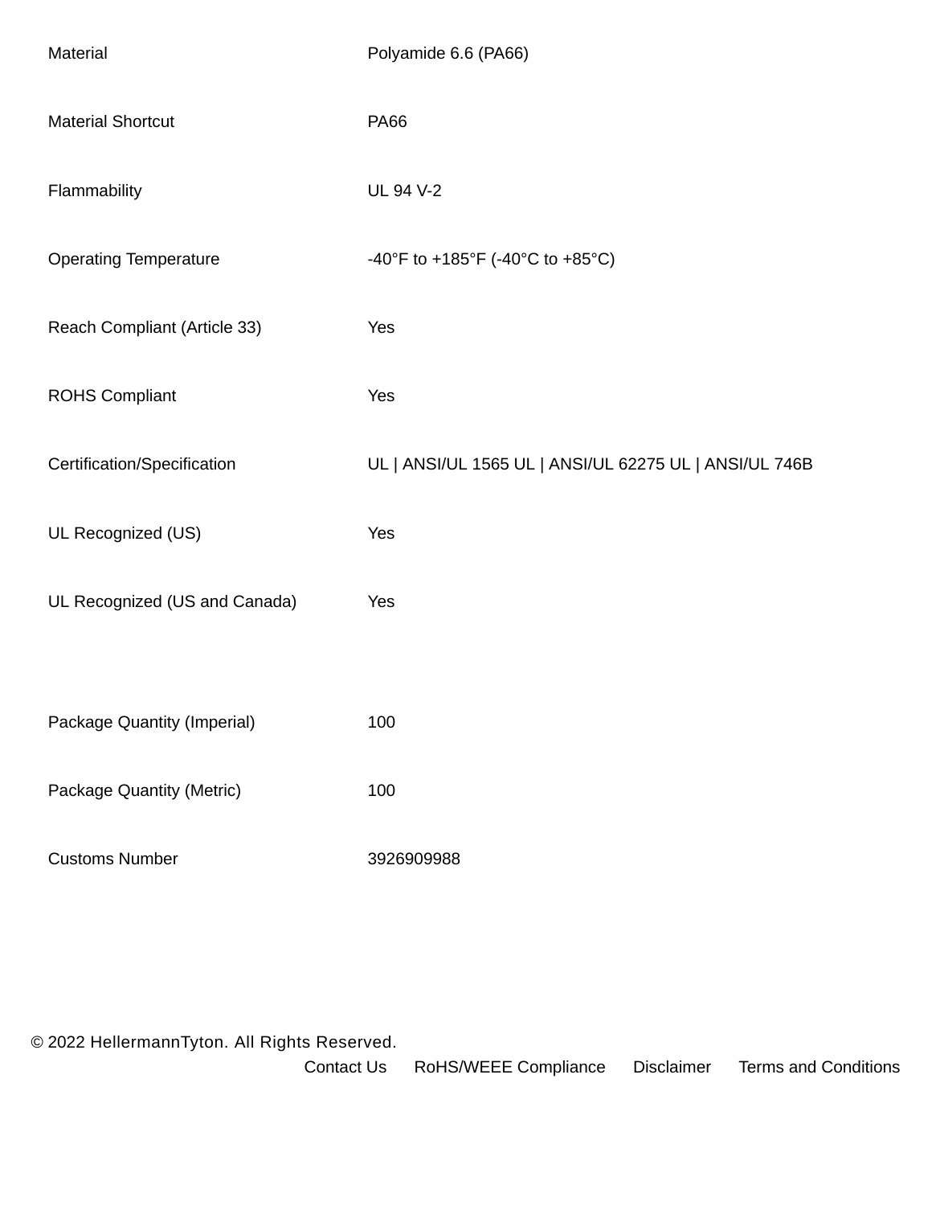| | |
|---|---|
| Material | Polyamide 6.6 (PA66) |
| Material Shortcut | PA66 |
| Flammability | UL 94 V-2 |
| Operating Temperature | -40°F to +185°F (-40°C to +85°C) |
| Reach Compliant (Article 33) | Yes |
| ROHS Compliant | Yes |
| Certification/Specification | UL \| ANSI/UL 1565 UL \| ANSI/UL 62275 UL \| ANSI/UL 746B |
| UL Recognized (US) | Yes |
| UL Recognized (US and Canada) | Yes |

| | |
|---|---|
| Package Quantity (Imperial) | 100 |
| Package Quantity (Metric) | 100 |
| Customs Number | 3926909988 |

© 2022 HellermannTyton. All Rights Reserved.

Contact Us RoHS/WEEE Compliance Disclaimer Terms and Conditions